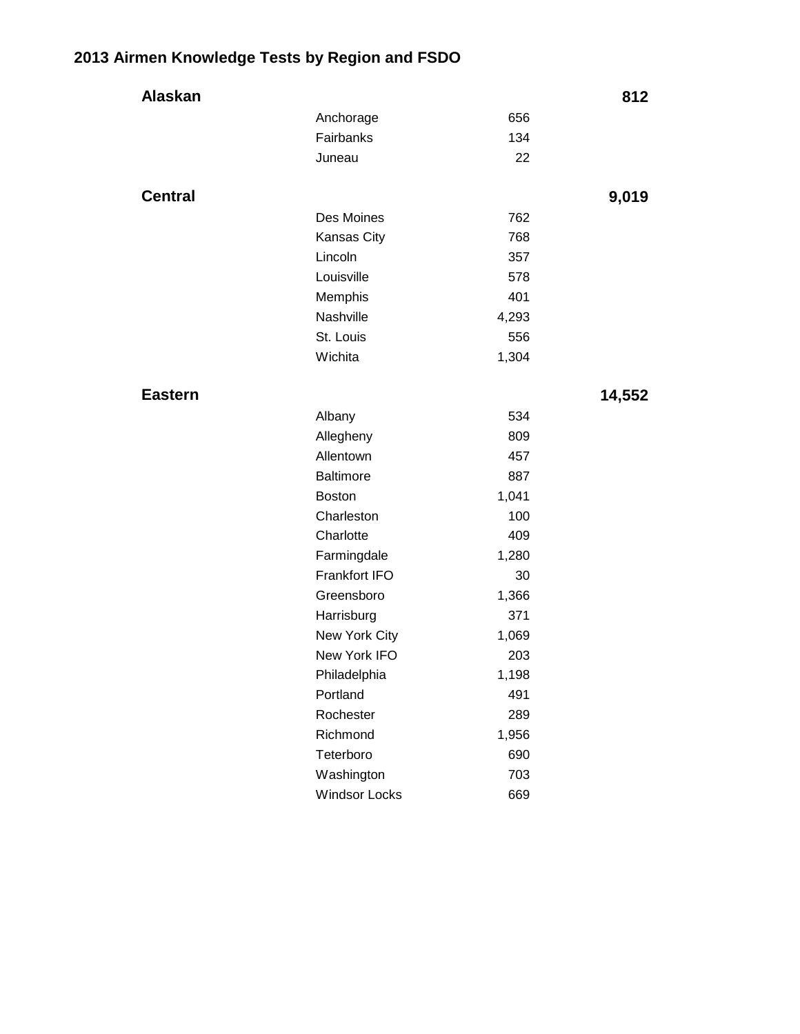# 2013 Airmen Knowledge Tests by Region and FSDO

| Region | FSDO | Tests | Region Total |
|---|---|---|---|
| **Alaskan** | | | **812** |
| | Anchorage | 656 | |
| | Fairbanks | 134 | |
| | Juneau | 22 | |
| **Central** | | | **9,019** |
| | Des Moines | 762 | |
| | Kansas City | 768 | |
| | Lincoln | 357 | |
| | Louisville | 578 | |
| | Memphis | 401 | |
| | Nashville | 4,293 | |
| | St. Louis | 556 | |
| | Wichita | 1,304 | |
| **Eastern** | | | **14,552** |
| | Albany | 534 | |
| | Allegheny | 809 | |
| | Allentown | 457 | |
| | Baltimore | 887 | |
| | Boston | 1,041 | |
| | Charleston | 100 | |
| | Charlotte | 409 | |
| | Farmingdale | 1,280 | |
| | Frankfort IFO | 30 | |
| | Greensboro | 1,366 | |
| | Harrisburg | 371 | |
| | New York City | 1,069 | |
| | New York IFO | 203 | |
| | Philadelphia | 1,198 | |
| | Portland | 491 | |
| | Rochester | 289 | |
| | Richmond | 1,956 | |
| | Teterboro | 690 | |
| | Washington | 703 | |
| | Windsor Locks | 669 | |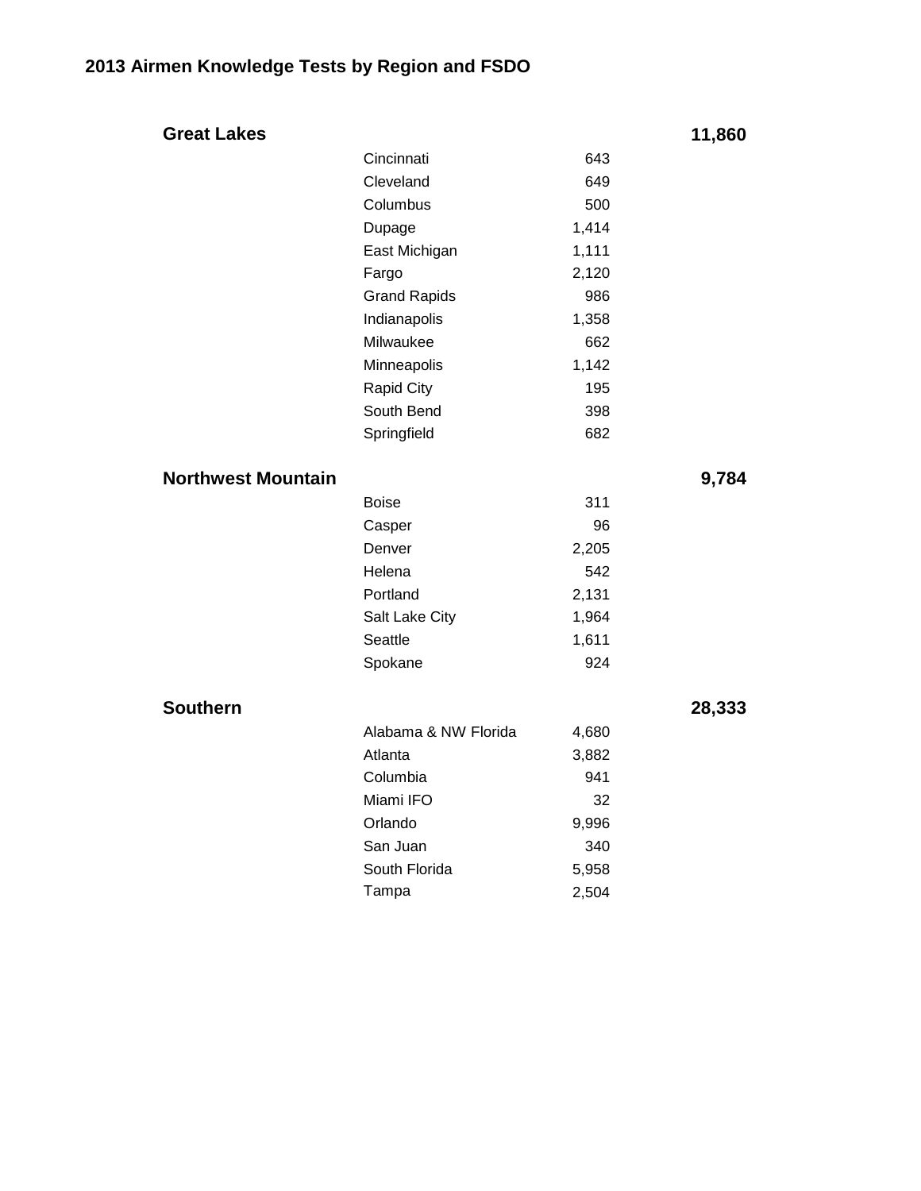## 2013 Airmen Knowledge Tests by Region and FSDO

| Region | FSDO | Tests | Region Total |
|---|---|---|---|
| **Great Lakes** | | | **11,860** |
| | Cincinnati | 643 | |
| | Cleveland | 649 | |
| | Columbus | 500 | |
| | Dupage | 1,414 | |
| | East Michigan | 1,111 | |
| | Fargo | 2,120 | |
| | Grand Rapids | 986 | |
| | Indianapolis | 1,358 | |
| | Milwaukee | 662 | |
| | Minneapolis | 1,142 | |
| | Rapid City | 195 | |
| | South Bend | 398 | |
| | Springfield | 682 | |
| **Northwest Mountain** | | | **9,784** |
| | Boise | 311 | |
| | Casper | 96 | |
| | Denver | 2,205 | |
| | Helena | 542 | |
| | Portland | 2,131 | |
| | Salt Lake City | 1,964 | |
| | Seattle | 1,611 | |
| | Spokane | 924 | |
| **Southern** | | | **28,333** |
| | Alabama & NW Florida | 4,680 | |
| | Atlanta | 3,882 | |
| | Columbia | 941 | |
| | Miami IFO | 32 | |
| | Orlando | 9,996 | |
| | San Juan | 340 | |
| | South Florida | 5,958 | |
| | Tampa | 2,504 | |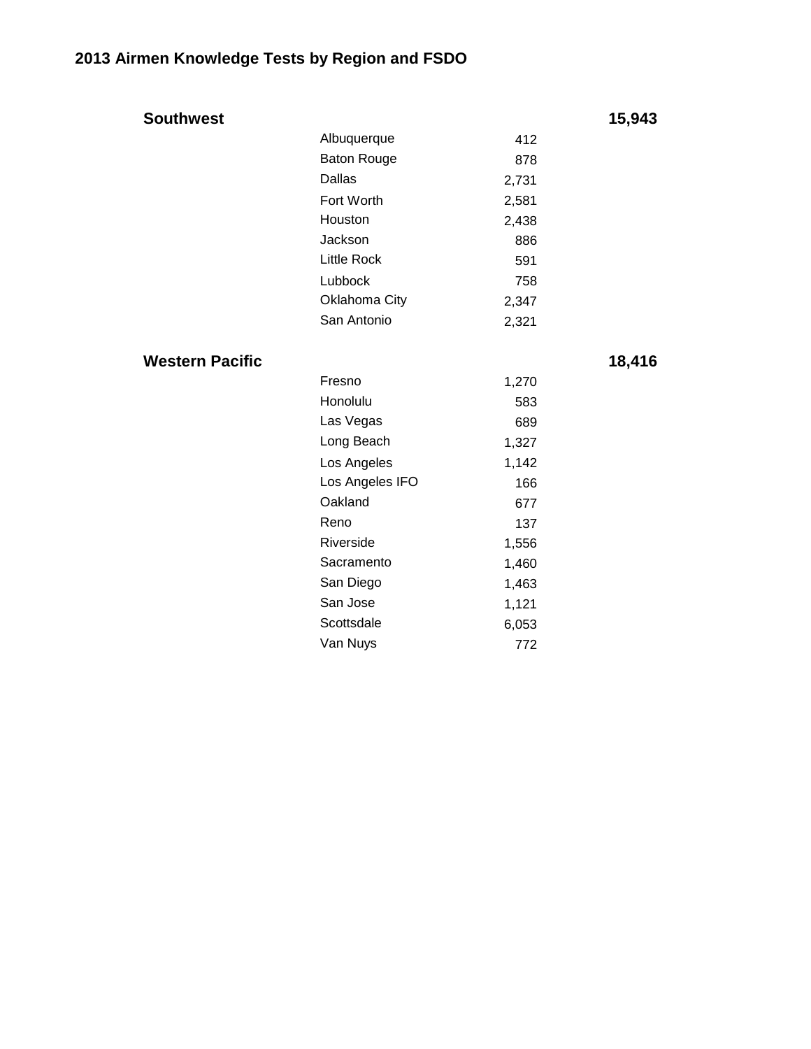## 2013 Airmen Knowledge Tests by Region and FSDO

| | | | |
|---|---|---|---|
| **Southwest** | | | **15,943** |
| | Albuquerque | 412 | |
| | Baton Rouge | 878 | |
| | Dallas | 2,731 | |
| | Fort Worth | 2,581 | |
| | Houston | 2,438 | |
| | Jackson | 886 | |
| | Little Rock | 591 | |
| | Lubbock | 758 | |
| | Oklahoma City | 2,347 | |
| | San Antonio | 2,321 | |
| **Western Pacific** | | | **18,416** |
| | Fresno | 1,270 | |
| | Honolulu | 583 | |
| | Las Vegas | 689 | |
| | Long Beach | 1,327 | |
| | Los Angeles | 1,142 | |
| | Los Angeles IFO | 166 | |
| | Oakland | 677 | |
| | Reno | 137 | |
| | Riverside | 1,556 | |
| | Sacramento | 1,460 | |
| | San Diego | 1,463 | |
| | San Jose | 1,121 | |
| | Scottsdale | 6,053 | |
| | Van Nuys | 772 | |